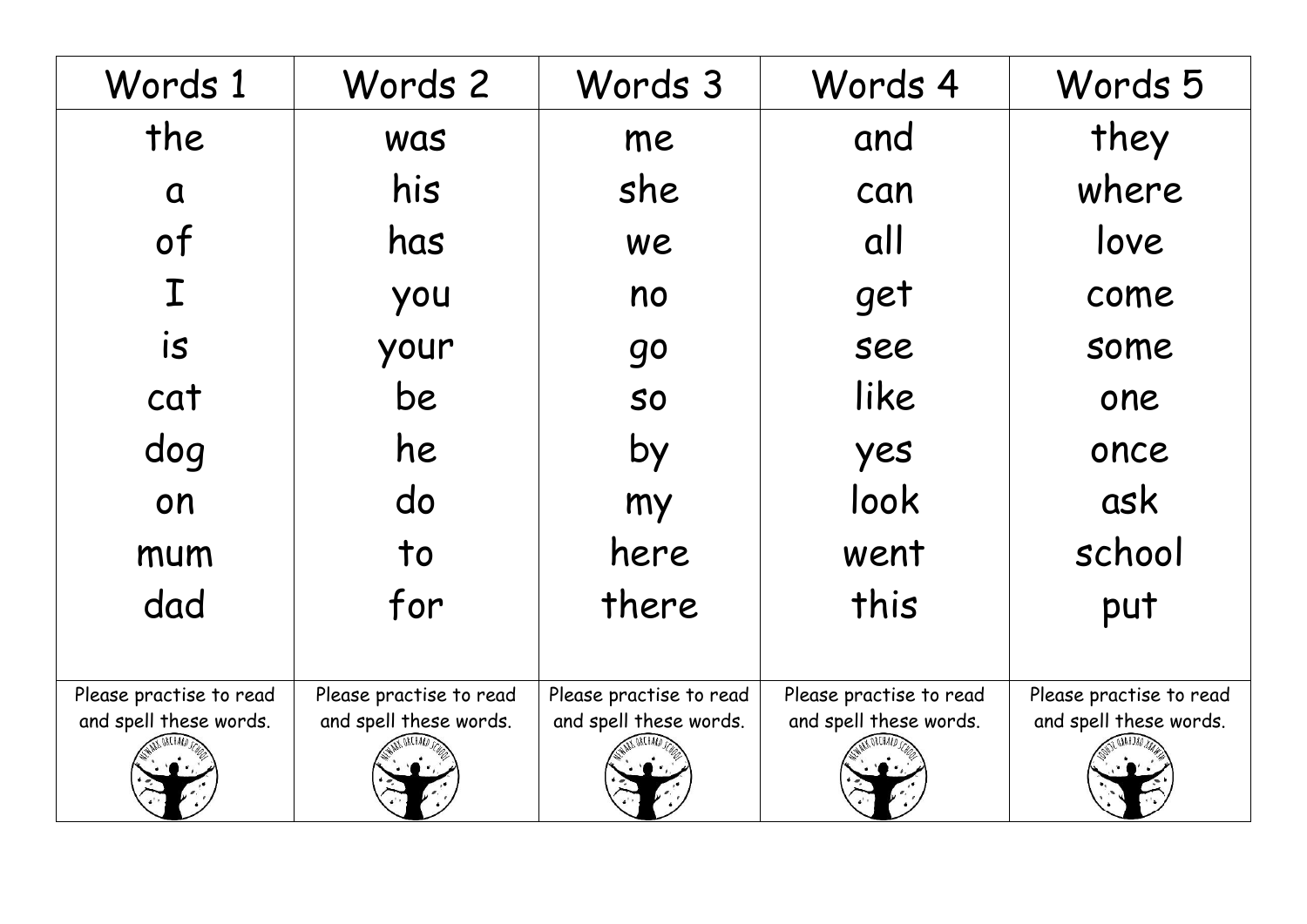| Words 1 | Words 2 | Words 3 | Words 4 | Words 5 |
|---|---|---|---|---|
| the | was | me | and | they |
| a | his | she | can | where |
| of | has | we | all | love |
| I | you | no | get | come |
| is | your | go | see | some |
| cat | be | so | like | one |
| dog | he | by | yes | once |
| on | do | my | look | ask |
| mum | to | here | went | school |
| dad | for | there | this | put |
| Please practise to read and spell these words. | Please practise to read and spell these words. | Please practise to read and spell these words. | Please practise to read and spell these words. | Please practise to read and spell these words. |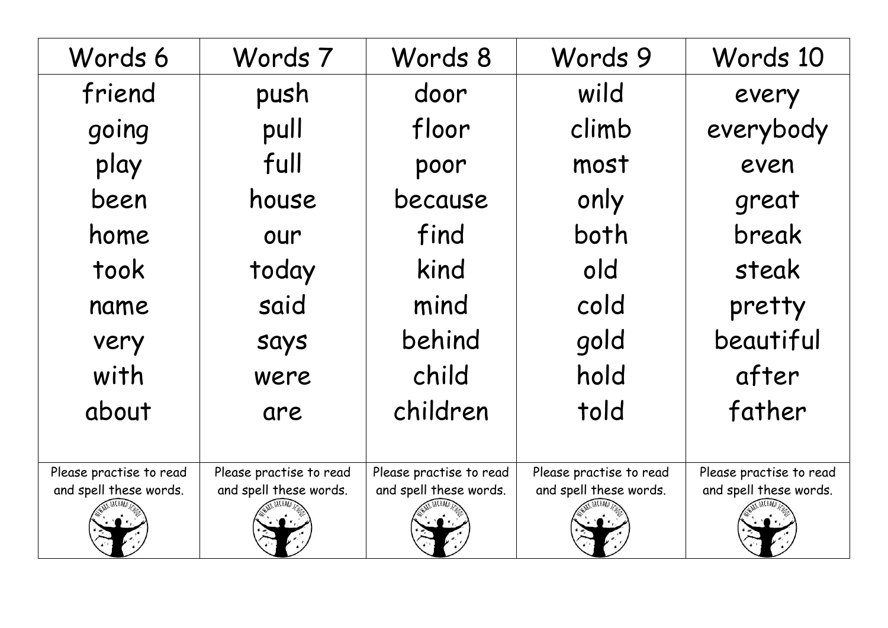| Words 6 | Words 7 | Words 8 | Words 9 | Words 10 |
| --- | --- | --- | --- | --- |
| friend | push | door | wild | every |
| going | pull | floor | climb | everybody |
| play | full | poor | most | even |
| been | house | because | only | great |
| home | our | find | both | break |
| took | today | kind | old | steak |
| name | said | mind | cold | pretty |
| very | says | behind | gold | beautiful |
| with | were | child | hold | after |
| about | are | children | told | father |
| Please practise to read and spell these words. | Please practise to read and spell these words. | Please practise to read and spell these words. | Please practise to read and spell these words. | Please practise to read and spell these words. |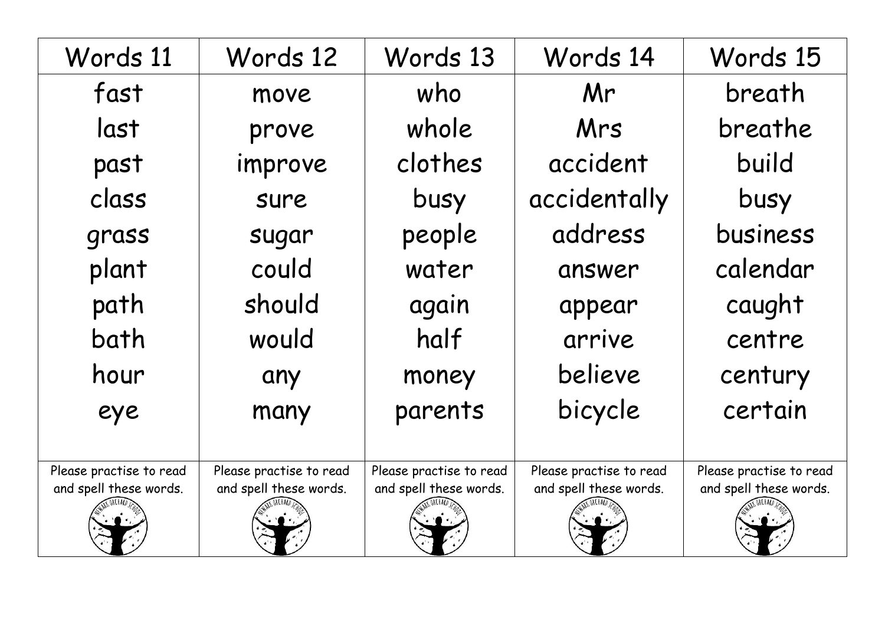| Words 11 | Words 12 | Words 13 | Words 14 | Words 15 |
| --- | --- | --- | --- | --- |
| fast | move | who | Mr | breath |
| last | prove | whole | Mrs | breathe |
| past | improve | clothes | accident | build |
| class | sure | busy | accidentally | busy |
| grass | sugar | people | address | business |
| plant | could | water | answer | calendar |
| path | should | again | appear | caught |
| bath | would | half | arrive | centre |
| hour | any | money | believe | century |
| eye | many | parents | bicycle | certain |
| Please practise to read and spell these words. | Please practise to read and spell these words. | Please practise to read and spell these words. | Please practise to read and spell these words. | Please practise to read and spell these words. |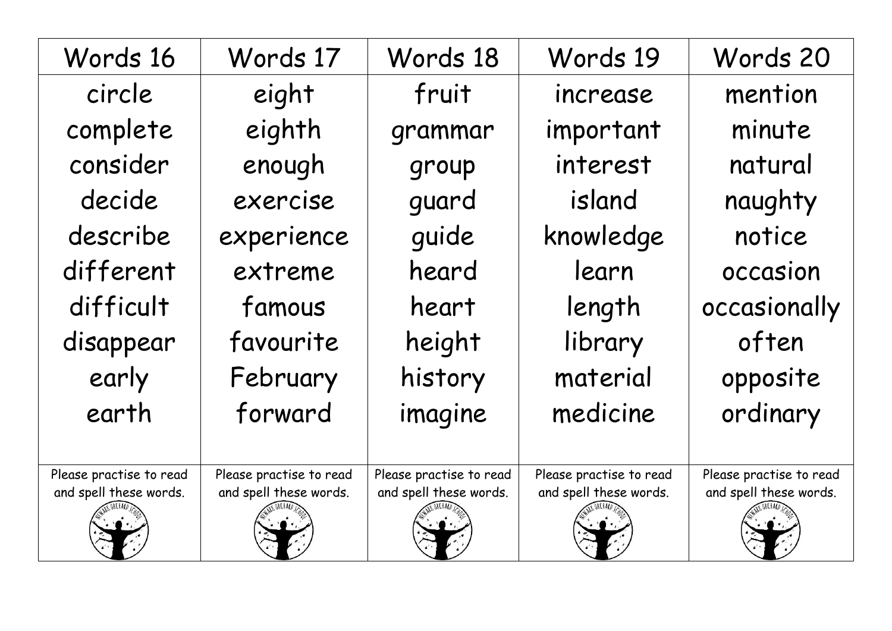| Words 16 | Words 17 | Words 18 | Words 19 | Words 20 |
|---|---|---|---|---|
| circle | eight | fruit | increase | mention |
| complete | eighth | grammar | important | minute |
| consider | enough | group | interest | natural |
| decide | exercise | guard | island | naughty |
| describe | experience | guide | knowledge | notice |
| different | extreme | heard | learn | occasion |
| difficult | famous | heart | length | occasionally |
| disappear | favourite | height | library | often |
| early | February | history | material | opposite |
| earth | forward | imagine | medicine | ordinary |
| Please practise to read and spell these words. | Please practise to read and spell these words. | Please practise to read and spell these words. | Please practise to read and spell these words. | Please practise to read and spell these words. |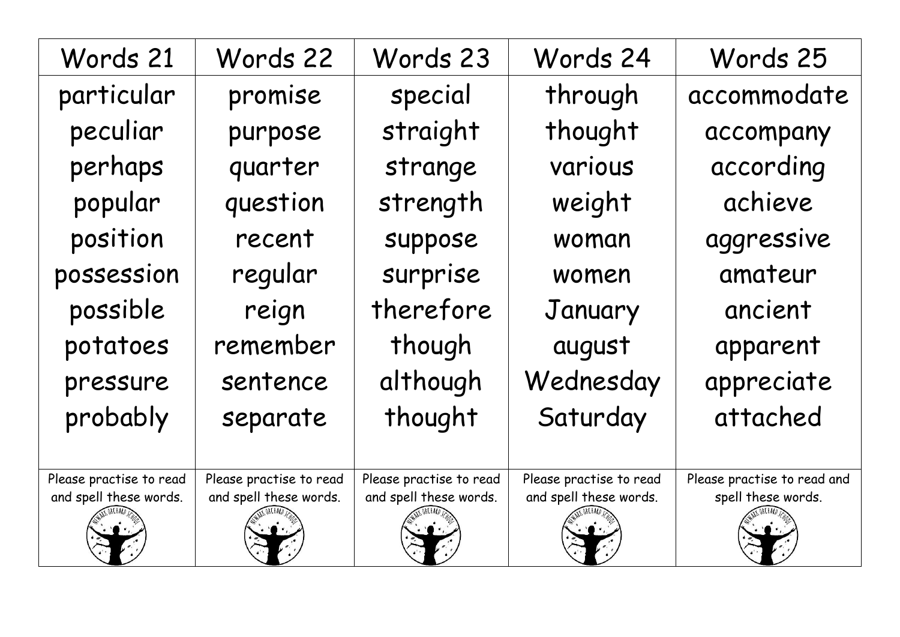| Words 21 | Words 22 | Words 23 | Words 24 | Words 25 |
| --- | --- | --- | --- | --- |
| particular | promise | special | through | accommodate |
| peculiar | purpose | straight | thought | accompany |
| perhaps | quarter | strange | various | according |
| popular | question | strength | weight | achieve |
| position | recent | suppose | woman | aggressive |
| possession | regular | surprise | women | amateur |
| possible | reign | therefore | January | ancient |
| potatoes | remember | though | august | apparent |
| pressure | sentence | although | Wednesday | appreciate |
| probably | separate | thought | Saturday | attached |
| Please practise to read and spell these words. | Please practise to read and spell these words. | Please practise to read and spell these words. | Please practise to read and spell these words. | Please practise to read and spell these words. |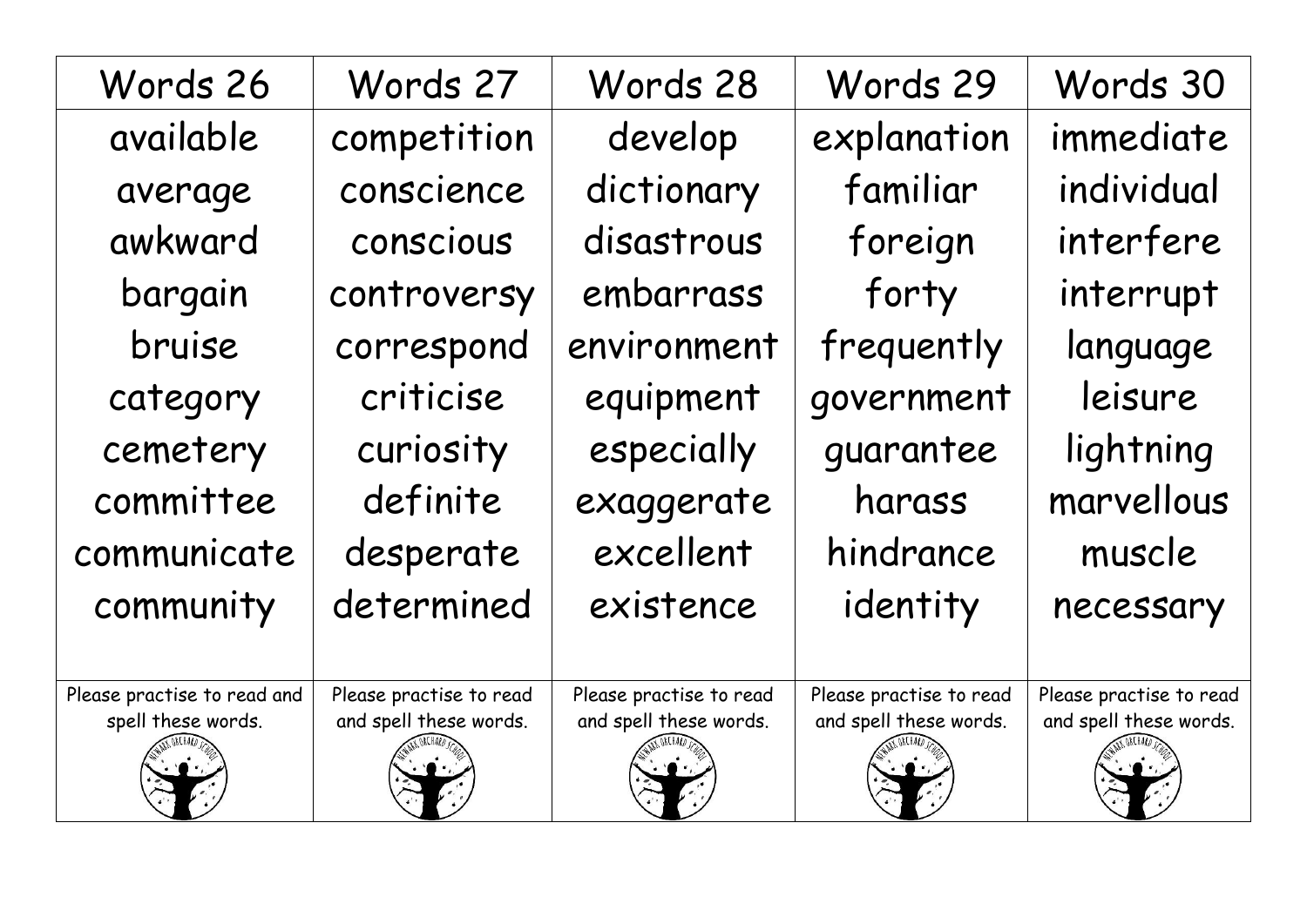| Words 26 | Words 27 | Words 28 | Words 29 | Words 30 |
| --- | --- | --- | --- | --- |
| available | competition | develop | explanation | immediate |
| average | conscience | dictionary | familiar | individual |
| awkward | conscious | disastrous | foreign | interfere |
| bargain | controversy | embarrass | forty | interrupt |
| bruise | correspond | environment | frequently | language |
| category | criticise | equipment | government | leisure |
| cemetery | curiosity | especially | guarantee | lightning |
| committee | definite | exaggerate | harass | marvellous |
| communicate | desperate | excellent | hindrance | muscle |
| community | determined | existence | identity | necessary |
| Please practise to read and spell these words. | Please practise to read and spell these words. | Please practise to read and spell these words. | Please practise to read and spell these words. | Please practise to read and spell these words. |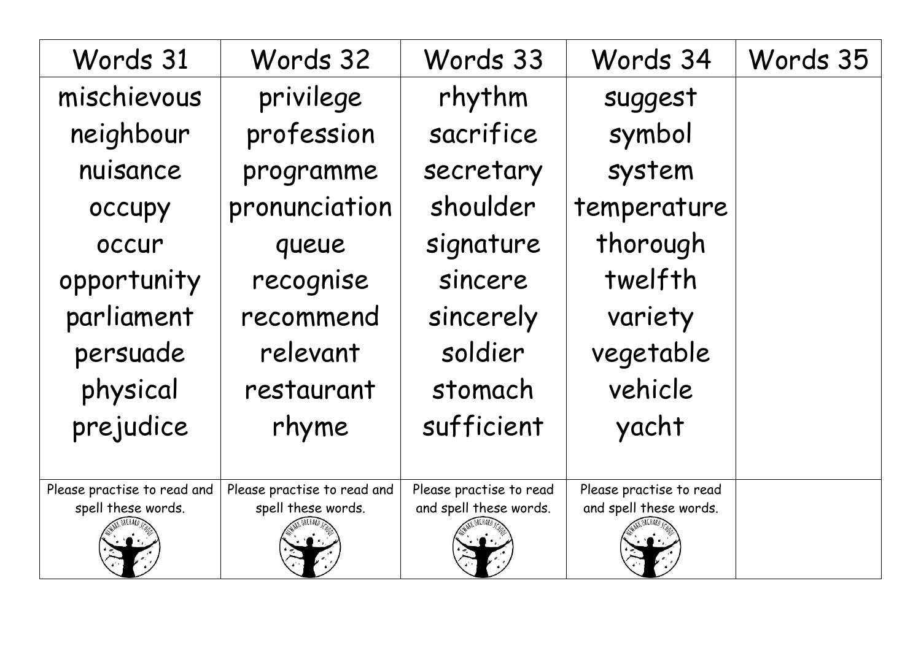| Words 31 | Words 32 | Words 33 | Words 34 | Words 35 |
|---|---|---|---|---|
| mischievous | privilege | rhythm | suggest | |
| neighbour | profession | sacrifice | symbol | |
| nuisance | programme | secretary | system | |
| occupy | pronunciation | shoulder | temperature | |
| occur | queue | signature | thorough | |
| opportunity | recognise | sincere | twelfth | |
| parliament | recommend | sincerely | variety | |
| persuade | relevant | soldier | vegetable | |
| physical | restaurant | stomach | vehicle | |
| prejudice | rhyme | sufficient | yacht | |
| Please practise to read and spell these words. | Please practise to read and spell these words. | Please practise to read and spell these words. | Please practise to read and spell these words. | |